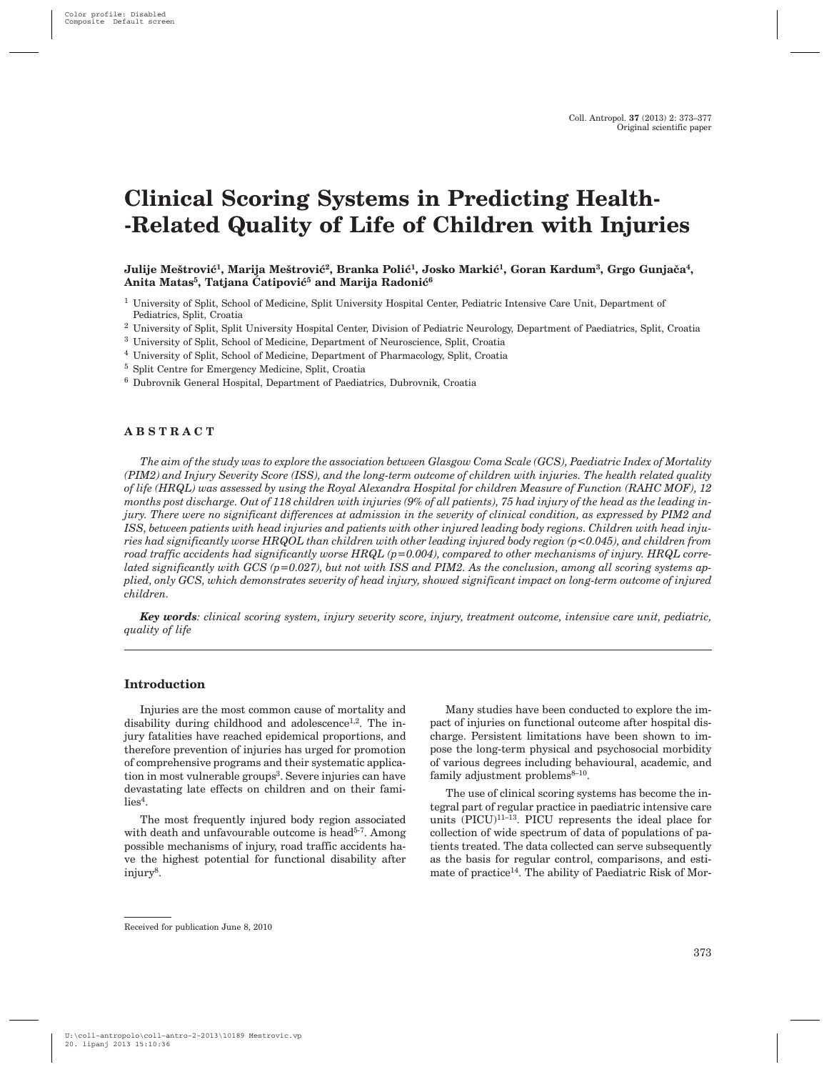# Clinical Scoring Systems in Predicting Health-Related Quality of Life of Children with Injuries

**Julije Meštrović[1], Marija Meštrović[2], Branka Polić[1], Josko Markić[1], Goran Kardum[3], Grgo Gunjača[4], Anita Matas[5], Tatjana Čatipović[5] and Marija Radonić[6]**

[1] University of Split, School of Medicine, Split University Hospital Center, Pediatric Intensive Care Unit, Department of Pediatrics, Split, Croatia

[2] University of Split, Split University Hospital Center, Division of Pediatric Neurology, Department of Paediatrics, Split, Croatia

[3] University of Split, School of Medicine, Department of Neuroscience, Split, Croatia

[4] University of Split, School of Medicine, Department of Pharmacology, Split, Croatia

[5] Split Centre for Emergency Medicine, Split, Croatia

[6] Dubrovnik General Hospital, Department of Paediatrics, Dubrovnik, Croatia

## ABSTRACT

*The aim of the study was to explore the association between Glasgow Coma Scale (GCS), Paediatric Index of Mortality (PIM2) and Injury Severity Score (ISS), and the long-term outcome of children with injuries. The health related quality of life (HRQL) was assessed by using the Royal Alexandra Hospital for children Measure of Function (RAHC MOF), 12 months post discharge. Out of 118 children with injuries (9% of all patients), 75 had injury of the head as the leading injury. There were no significant differences at admission in the severity of clinical condition, as expressed by PIM2 and ISS, between patients with head injuries and patients with other injured leading body regions. Children with head injuries had significantly worse HRQOL than children with other leading injured body region ($p<0.045$), and children from road traffic accidents had significantly worse HRQL ($p=0.004$), compared to other mechanisms of injury. HRQL correlated significantly with GCS ($p=0.027$), but not with ISS and PIM2. As the conclusion, among all scoring systems applied, only GCS, which demonstrates severity of head injury, showed significant impact on long-term outcome of injured children.*

***Key words**: clinical scoring system, injury severity score, injury, treatment outcome, intensive care unit, pediatric, quality of life*

## Introduction

Injuries are the most common cause of mortality and disability during childhood and adolescence[1,2]. The injury fatalities have reached epidemical proportions, and therefore prevention of injuries has urged for promotion of comprehensive programs and their systematic application in most vulnerable groups[3]. Severe injuries can have devastating late effects on children and on their families[4].

The most frequently injured body region associated with death and unfavourable outcome is head[5-7]. Among possible mechanisms of injury, road traffic accidents have the highest potential for functional disability after injury[8].

Many studies have been conducted to explore the impact of injuries on functional outcome after hospital discharge. Persistent limitations have been shown to impose the long-term physical and psychosocial morbidity of various degrees including behavioural, academic, and family adjustment problems[8–10].

The use of clinical scoring systems has become the integral part of regular practice in paediatric intensive care units (PICU)[11–13]. PICU represents the ideal place for collection of wide spectrum of data of populations of patients treated. The data collected can serve subsequently as the basis for regular control, comparisons, and estimate of practice[14]. The ability of Paediatric Risk of Mor-

Received for publication June 8, 2010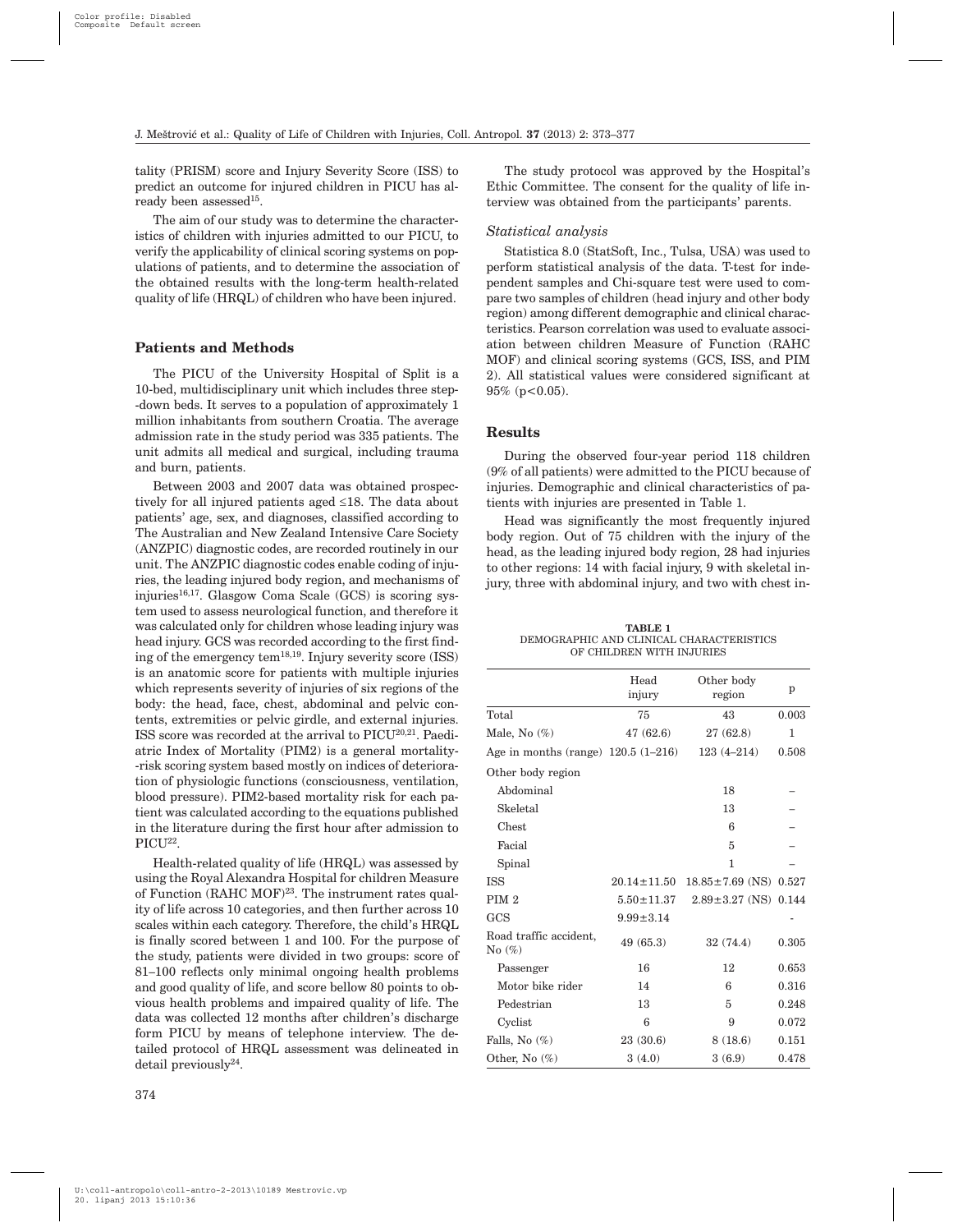tality (PRISM) score and Injury Severity Score (ISS) to predict an outcome for injured children in PICU has already been assessed[15].

The aim of our study was to determine the characteristics of children with injuries admitted to our PICU, to verify the applicability of clinical scoring systems on populations of patients, and to determine the association of the obtained results with the long-term health-related quality of life (HRQL) of children who have been injured.

## Patients and Methods

The PICU of the University Hospital of Split is a 10-bed, multidisciplinary unit which includes three step-down beds. It serves to a population of approximately 1 million inhabitants from southern Croatia. The average admission rate in the study period was 335 patients. The unit admits all medical and surgical, including trauma and burn, patients.

Between 2003 and 2007 data was obtained prospectively for all injured patients aged ≤18. The data about patients' age, sex, and diagnoses, classified according to The Australian and New Zealand Intensive Care Society (ANZPIC) diagnostic codes, are recorded routinely in our unit. The ANZPIC diagnostic codes enable coding of injuries, the leading injured body region, and mechanisms of injuries[16,17]. Glasgow Coma Scale (GCS) is scoring system used to assess neurological function, and therefore it was calculated only for children whose leading injury was head injury. GCS was recorded according to the first finding of the emergency tem[18,19]. Injury severity score (ISS) is an anatomic score for patients with multiple injuries which represents severity of injuries of six regions of the body: the head, face, chest, abdominal and pelvic contents, extremities or pelvic girdle, and external injuries. ISS score was recorded at the arrival to PICU[20,21]. Paediatric Index of Mortality (PIM2) is a general mortality-risk scoring system based mostly on indices of deterioration of physiologic functions (consciousness, ventilation, blood pressure). PIM2-based mortality risk for each patient was calculated according to the equations published in the literature during the first hour after admission to PICU[22].

Health-related quality of life (HRQL) was assessed by using the Royal Alexandra Hospital for children Measure of Function (RAHC MOF)[23]. The instrument rates quality of life across 10 categories, and then further across 10 scales within each category. Therefore, the child's HRQL is finally scored between 1 and 100. For the purpose of the study, patients were divided in two groups: score of 81–100 reflects only minimal ongoing health problems and good quality of life, and score bellow 80 points to obvious health problems and impaired quality of life. The data was collected 12 months after children's discharge form PICU by means of telephone interview. The detailed protocol of HRQL assessment was delineated in detail previously[24].

The study protocol was approved by the Hospital's Ethic Committee. The consent for the quality of life interview was obtained from the participants' parents.

### *Statistical analysis*

Statistica 8.0 (StatSoft, Inc., Tulsa, USA) was used to perform statistical analysis of the data. T-test for independent samples and Chi-square test were used to compare two samples of children (head injury and other body region) among different demographic and clinical characteristics. Pearson correlation was used to evaluate association between children Measure of Function (RAHC MOF) and clinical scoring systems (GCS, ISS, and PIM 2). All statistical values were considered significant at 95% ($p<0.05$).

## Results

During the observed four-year period 118 children (9% of all patients) were admitted to the PICU because of injuries. Demographic and clinical characteristics of patients with injuries are presented in Table 1.

Head was significantly the most frequently injured body region. Out of 75 children with the injury of the head, as the leading injured body region, 28 had injuries to other regions: 14 with facial injury, 9 with skeletal injury, three with abdominal injury, and two with chest in-

**TABLE 1**
DEMOGRAPHIC AND CLINICAL CHARACTERISTICS OF CHILDREN WITH INJURIES

| | Head injury | Other body region | p |
|---|---|---|---|
| Total | 75 | 43 | 0.003 |
| Male, No (%) | 47 (62.6) | 27 (62.8) | 1 |
| Age in months (range) | 120.5 (1–216) | 123 (4–214) | 0.508 |
| Other body region | | | |
| Abdominal | | 18 | – |
| Skeletal | | 13 | – |
| Chest | | 6 | – |
| Facial | | 5 | – |
| Spinal | | 1 | – |
| ISS | 20.14±11.50 | 18.85±7.69 (NS) | 0.527 |
| PIM 2 | 5.50±11.37 | 2.89±3.27 (NS) | 0.144 |
| GCS | 9.99±3.14 | | - |
| Road traffic accident, No (%) | 49 (65.3) | 32 (74.4) | 0.305 |
| Passenger | 16 | 12 | 0.653 |
| Motor bike rider | 14 | 6 | 0.316 |
| Pedestrian | 13 | 5 | 0.248 |
| Cyclist | 6 | 9 | 0.072 |
| Falls, No (%) | 23 (30.6) | 8 (18.6) | 0.151 |
| Other, No (%) | 3 (4.0) | 3 (6.9) | 0.478 |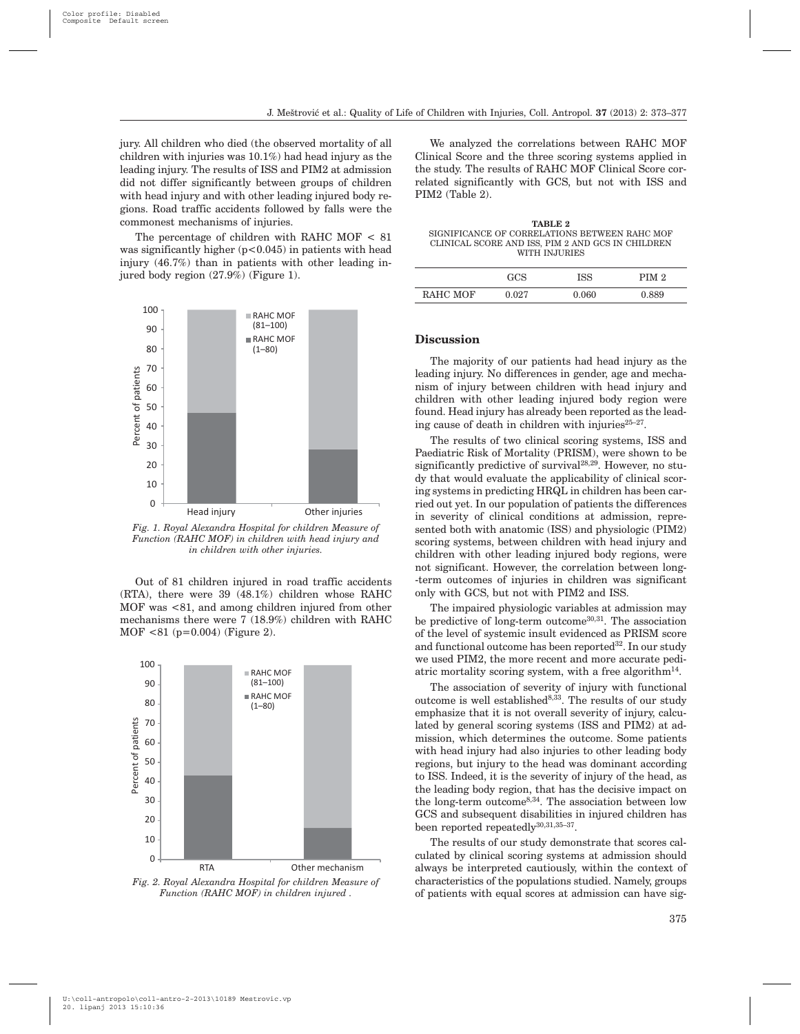jury. All children who died (the observed mortality of all children with injuries was 10.1%) had head injury as the leading injury. The results of ISS and PIM2 at admission did not differ significantly between groups of children with head injury and with other leading injured body regions. Road traffic accidents followed by falls were the commonest mechanisms of injuries.

The percentage of children with RAHC MOF < 81 was significantly higher ($p<0.045$) in patients with head injury (46.7%) than in patients with other leading injured body region (27.9%) (Figure 1).

*Fig. 1. Royal Alexandra Hospital for children Measure of Function (RAHC MOF) in children with head injury and in children with other injuries.*

Out of 81 children injured in road traffic accidents (RTA), there were 39 (48.1%) children whose RAHC MOF was <81, and among children injured from other mechanisms there were 7 (18.9%) children with RAHC MOF <81 ($p=0.004$) (Figure 2).

*Fig. 2. Royal Alexandra Hospital for children Measure of Function (RAHC MOF) in children injured .*

We analyzed the correlations between RAHC MOF Clinical Score and the three scoring systems applied in the study. The results of RAHC MOF Clinical Score correlated significantly with GCS, but not with ISS and PIM2 (Table 2).

**TABLE 2**
SIGNIFICANCE OF CORRELATIONS BETWEEN RAHC MOF CLINICAL SCORE AND ISS, PIM 2 AND GCS IN CHILDREN WITH INJURIES

| | GCS | ISS | PIM 2 |
|---|---|---|---|
| RAHC MOF | 0.027 | 0.060 | 0.889 |

## Discussion

The majority of our patients had head injury as the leading injury. No differences in gender, age and mechanism of injury between children with head injury and children with other leading injured body region were found. Head injury has already been reported as the leading cause of death in children with injuries[25–27].

The results of two clinical scoring systems, ISS and Paediatric Risk of Mortality (PRISM), were shown to be significantly predictive of survival[28,29]. However, no study that would evaluate the applicability of clinical scoring systems in predicting HRQL in children has been carried out yet. In our population of patients the differences in severity of clinical conditions at admission, represented both with anatomic (ISS) and physiologic (PIM2) scoring systems, between children with head injury and children with other leading injured body regions, were not significant. However, the correlation between long-term outcomes of injuries in children was significant only with GCS, but not with PIM2 and ISS.

The impaired physiologic variables at admission may be predictive of long-term outcome[30,31]. The association of the level of systemic insult evidenced as PRISM score and functional outcome has been reported[32]. In our study we used PIM2, the more recent and more accurate pediatric mortality scoring system, with a free algorithm[14].

The association of severity of injury with functional outcome is well established[8,33]. The results of our study emphasize that it is not overall severity of injury, calculated by general scoring systems (ISS and PIM2) at admission, which determines the outcome. Some patients with head injury had also injuries to other leading body regions, but injury to the head was dominant according to ISS. Indeed, it is the severity of injury of the head, as the leading body region, that has the decisive impact on the long-term outcome[8,34]. The association between low GCS and subsequent disabilities in injured children has been reported repeatedly[30,31,35–37].

The results of our study demonstrate that scores calculated by clinical scoring systems at admission should always be interpreted cautiously, within the context of characteristics of the populations studied. Namely, groups of patients with equal scores at admission can have sig-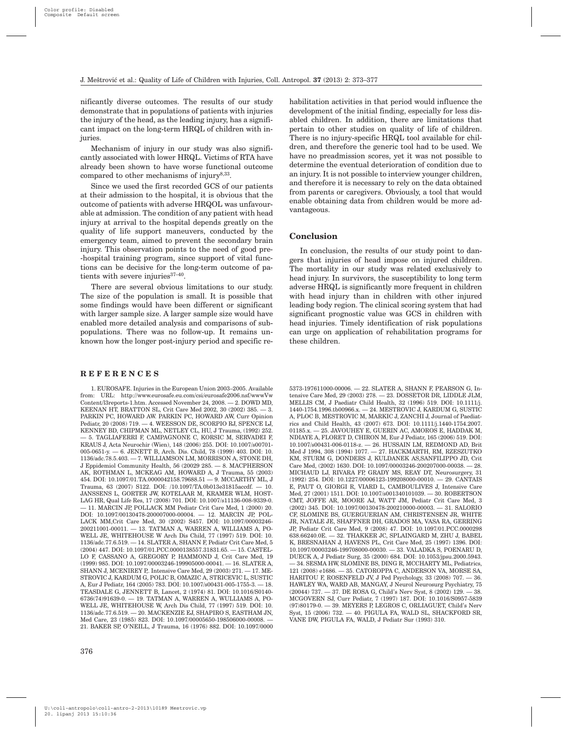nificantly diverse outcomes. The results of our study demonstrate that in populations of patients with injuries the injury of the head, as the leading injury, has a significant impact on the long-term HRQL of children with injuries.

Mechanism of injury in our study was also significantly associated with lower HRQL. Victims of RTA have already been shown to have worse functional outcome compared to other mechanisms of injury[8,33].

Since we used the first recorded GCS of our patients at their admission to the hospital, it is obvious that the outcome of patients with adverse HRQOL was unfavourable at admission. The condition of any patient with head injury at arrival to the hospital depends greatly on the quality of life support maneuvers, conducted by the emergency team, aimed to prevent the secondary brain injury. This observation points to the need of good pre-hospital training program, since support of vital functions can be decisive for the long-term outcome of patients with severe injuries[37–40].

There are several obvious limitations to our study. The size of the population is small. It is possible that some findings would have been different or significant with larger sample size. A larger sample size would have enabled more detailed analysis and comparisons of subpopulations. There was no follow-up. It remains unknown how the longer post-injury period and specific rehabilitation activities in that period would influence the development of the initial finding, especially for less disabled children. In addition, there are limitations that pertain to other studies on quality of life of children. There is no injury-specific HRQL tool available for children, and therefore the generic tool had to be used. We have no preadmission scores, yet it was not possible to determine the eventual deterioration of condition due to an injury. It is not possible to interview younger children, and therefore it is necessary to rely on the data obtained from parents or caregivers. Obviously, a tool that would enable obtaining data from children would be more advantageous.

## Conclusion

In conclusion, the results of our study point to dangers that injuries of head impose on injured children. The mortality in our study was related exclusively to head injury. In survivors, the susceptibility to long term adverse HRQL is significantly more frequent in children with head injury than in children with other injured leading body region. The clinical scoring system that had significant prognostic value was GCS in children with head injuries. Timely identification of risk populations can urge on application of rehabilitation programs for these children.

## REFERENCES

1. EUROSAFE. Injuries in the European Union 2003–2005. Available from: URL: http://www.eurosafe.eu.com/csi/eurosafe2006.nsf/wwwVwContent/l3reports-1.htm. Accessed November 24, 2008. — 2. DOWD MD, KEENAN HT, BRATTON SL, Crit Care Med 2002, 30 (2002) 385. — 3. PARKIN PC, HOWARD AW. PARKIN PC, HOWARD AW, Curr Opinion Pediatr, 20 (2008) 719. — 4. WEESSON DE, SCORPIO RJ, SPENCE LJ, KENNEY BD, CHIPMAN ML, NETLEY CL, HU, J Trauma, (1992) 252. — 5. TAGLIAFERRI F, CAMPAGNONE C, KORSIC M, SERVADEI F, KRAUS J, Acta Neurochir (Wien), 148 (2006) 255. DOI: 10.1007/s00701-005-0651-y. — 6. JENETT B, Arch. Dis. Child, 78 (1999) 403. DOI: 10.1136/adc.78.5.403. — 7. WILLIAMSON LM, MORRISON A, STONE DH, J Eppidemiol Community Health, 56 (20029 285. — 8. MACPHERSON AK, ROTHMAN L, MCKEAG AM, HOWARD A, J Trauma, 55 (2003) 454. DOI: 10.1097/01.TA.0000042158.79688.51 — 9. MCCARTHY ML, J Trauma, 63 (2007) S122. DOI: /10.1097/TA.0b013e31815accdf. — 10. JANSSENS L, GORTER JW, KOTELAAR M, KRAMER WLM, HOSTLAG HR, Qual Life Res, 17 (2008) 701. DOI: 10.1007/s11136-008-9339-0. — 11. MARCIN JP, POLLACK MM Pediatr Crit Care Med, 1 (2000) 20. DOI: 10.1097/00130478-200007000-00004. — 12. MARCIN JP, POLLACK MM,Crit Care Med, 30 (2002) S457. DOI: 10.1097/00003246-200211001-00011. — 13. TATMAN A, WARREN A, WILLIAMS A, POWELL JE, WHITEHOUSE W Arch Dis Child, 77 (1997) 519. DOI: 10.1136/adc.77.6.519. — 14. SLATER A, SHANN F, Pediatr Crit Care Med, 5 (2004) 447. DOI: 10.1097/01.PCC.0000138557.31831.65. — 15. CASTELLO F, CASSANO A, GREGORY P, HAMMOND J, Crit Care Med, 19 (1999) 985. DOI: 10.1097/00003246-199905000-00041. — 16. SLATER A, SHANN J, MCENIREY P,. Intensive Care Med, 29 (2003) 271. — 17. MESTROVIC J, KARDUM G, POLIC B, OMAZIC A, STRICEVIC L, SUSTIC A, Eur J Pediatr, 164 (2005) 783. DOI: 10.1007/s00431-005-1755-3. — 18. TEASDALE G, JENNETT B, Lancet, 2 (1974) 81. DOI: 10.1016/S0140-6736(74)91639-0. — 19. TATMAN A, WARREN A, WULLIAMS A, POWELL JE, WHITEHOUSE W, Arch Dis Child, 77 (1997) 519. DOI: 10.1136/adc.77.6.519. — 20. MACKENZIE EJ, SHAPIRO S, EASTHAM JN, Med Care, 23 (1985) 823. DOI: 10.1097/00005650-198506000-00008. — 21. BAKER SP, O'NEILL, J Trauma, 16 (1976) 882. DOI: 10.1097/00005373-197611000-00006. — 22. SLATER A, SHANN F, PEARSON G, Intensive Care Med, 29 (2003) 278. — 23. DOSSETOR DR, LIDDLE JLM, MELLIS CM, J Paediatr Child Health, 32 (1996) 519. DOI: 10.1111/j.1440-1754.1996.tb00966.x. — 24. MESTROVIC J, KARDUM G, SUSTIC A, PLOC B, MESTROVIC M, MARKIC J, ZANCHI J, Journal of Paediatrics and Child Health, 43 (2007) 673. DOI: 10.1111/j.1440-1754.2007.01185.x. — 25. JAVOUHEY E, GUERIN AC, AMOROS E, HADDAK M, NDIAYE A, FLORET D, CHIRON M, Eur J Pediatr, 165 (2006) 519. DOI: 10.1007/s00431-006-0118-z. — 26. HUSSAIN LM, REDMOND AD, Brit Med J 1994, 308 (1994) 1077. — 27. HACKMARTH, RM, RZESZUTKO KM, STURM G, DONDERS J, KULDANEK AS,SANFILIPPO JD, Crit Care Med, (2002) 1630. DOI: 10.1097/00003246-200207000-00038. — 28. MICHAUD LJ, RIVARA FP, GRADY MS, REAY DT, Neurosurgery, 31 (1992) 254. DOI: 10.1227/00006123-199208000-00010. — 29. CANTAIS E, PAUT O, GIORGI R, VIARD L, CAMBOULIVES J, Intensive Care Med, 27 (2001) 1511. DOI: 10.1007/s001340101039. — 30. ROBERTSON CMT, JOFFE AR, MOORE AJ, WATT JM, Pediatr Crit Care Med, 3 (2002) 345. DOI: 10.1097/00130478-200210000-00003. — 31. SALORIO CF, SLOMINE BS, GUERGUERIAN AM, CHRISTENSEN JR, WHITE JR, NATALE JE, SHAFFNER DH, GRADOS MA, VASA RA, GERRING JP, Pediatr Crit Care Med, 9 (2008) 47. DOI: 10.1097/01.PCC.0000298638.66240.0E. — 32. THAKKER JC, SPLAINGARD M, ZHU J, BABEL K, BRESNAHAN J, HAVENS PL, Crit Care Med, 25 (1997) 1396. DOI: 10.1097/00003246-199708000-00030. — 33. VALADKA S, POENARU D, DUECK A, J Pediatr Surg, 35 (2000) 684. DOI: 10.1053/jpsu.2000.5943. — 34. SESMA HW, SLOMINE BS, DING R, MCCHARTY ML, Pediatrics, 121 (2008) e1686. — 35. CATOROPPA C, ANDERSON VA, MORSE SA, HARITOU F, ROSENFELD JV, J Ped Psychology, 33 (2008) 707. — 36. HAWLEY WA, WARD AB, MANGAY, J Neurol Neurosurg Psychiatry, 75 (20044) 737. — 37. DE ROSA G, Child's Nerv Syst, 8 (2002) 129. — 38. MCGOVERN SJ, Curr Pediatr, 7 (1997) 187. DOI: 10.1016/S0957-5839(97)80179-0. — 39. MEYERS P, LEGROS C, ORLIAGUET, Child's Nerv Syst, 15 (2006) 732. — 40. PIGULA FA, WALD SL, SHACKFORD SR, VANE DW, PIGULA FA, WALD, J Pediatr Sur (1993) 310.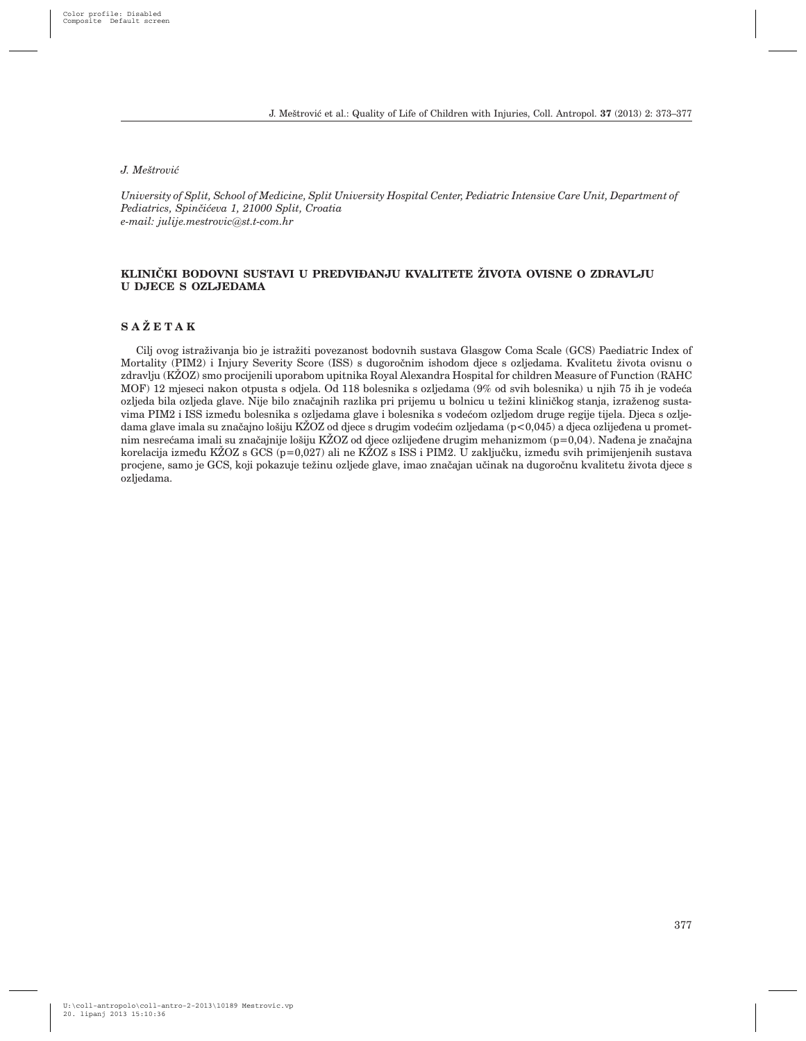*J. Meštrović*

*University of Split, School of Medicine, Split University Hospital Center, Pediatric Intensive Care Unit, Department of Pediatrics, Spinčićeva 1, 21000 Split, Croatia*
*e-mail: julije.mestrovic@st.t-com.hr*

## KLINIČKI BODOVNI SUSTAVI U PREDVIĐANJU KVALITETE ŽIVOTA OVISNE O ZDRAVLJU U DJECE S OZLJEDAMA

## SAŽETAK

Cilj ovog istraživanja bio je istražiti povezanost bodovnih sustava Glasgow Coma Scale (GCS) Paediatric Index of Mortality (PIM2) i Injury Severity Score (ISS) s dugoročnim ishodom djece s ozljedama. Kvalitetu života ovisnu o zdravlju (KŽOZ) smo procijenili uporabom upitnika Royal Alexandra Hospital for children Measure of Function (RAHC MOF) 12 mjeseci nakon otpusta s odjela. Od 118 bolesnika s ozljedama (9% od svih bolesnika) u njih 75 ih je vodeća ozljeda bila ozljeda glave. Nije bilo značajnih razlika pri prijemu u bolnicu u težini kliničkog stanja, izraženog sustavima PIM2 i ISS između bolesnika s ozljedama glave i bolesnika s vodećom ozljedom druge regije tijela. Djeca s ozljedama glave imala su značajno lošiju KŽOZ od djece s drugim vodećim ozljedama ($p<0{,}045$) a djeca ozlijeđena u prometnim nesrećama imali su značajnije lošiju KŽOZ od djece ozlijeđene drugim mehanizmom ($p=0{,}04$). Nađena je značajna korelacija između KŽOZ s GCS ($p=0{,}027$) ali ne KŽOZ s ISS i PIM2. U zaključku, između svih primijenjenih sustava procjene, samo je GCS, koji pokazuje težinu ozljede glave, imao značajan učinak na dugoročnu kvalitetu života djece s ozljedama.